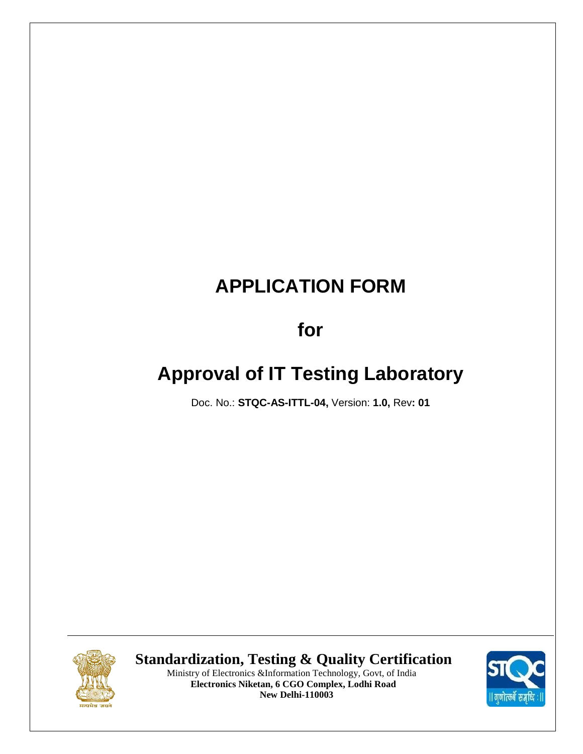# APPLICATION FORM

## for

# Approval of IT Testing Laboratory

Doc. No.: **STQC-AS-ITTL-04,** Version: **1.0,** Rev**: 01**

**Standardization, Testing & Quality Certification**

Ministry of Electronics &Information Technology, Govt, of India

**Electronics Niketan, 6 CGO Complex, Lodhi Road**

**New Delhi-110003**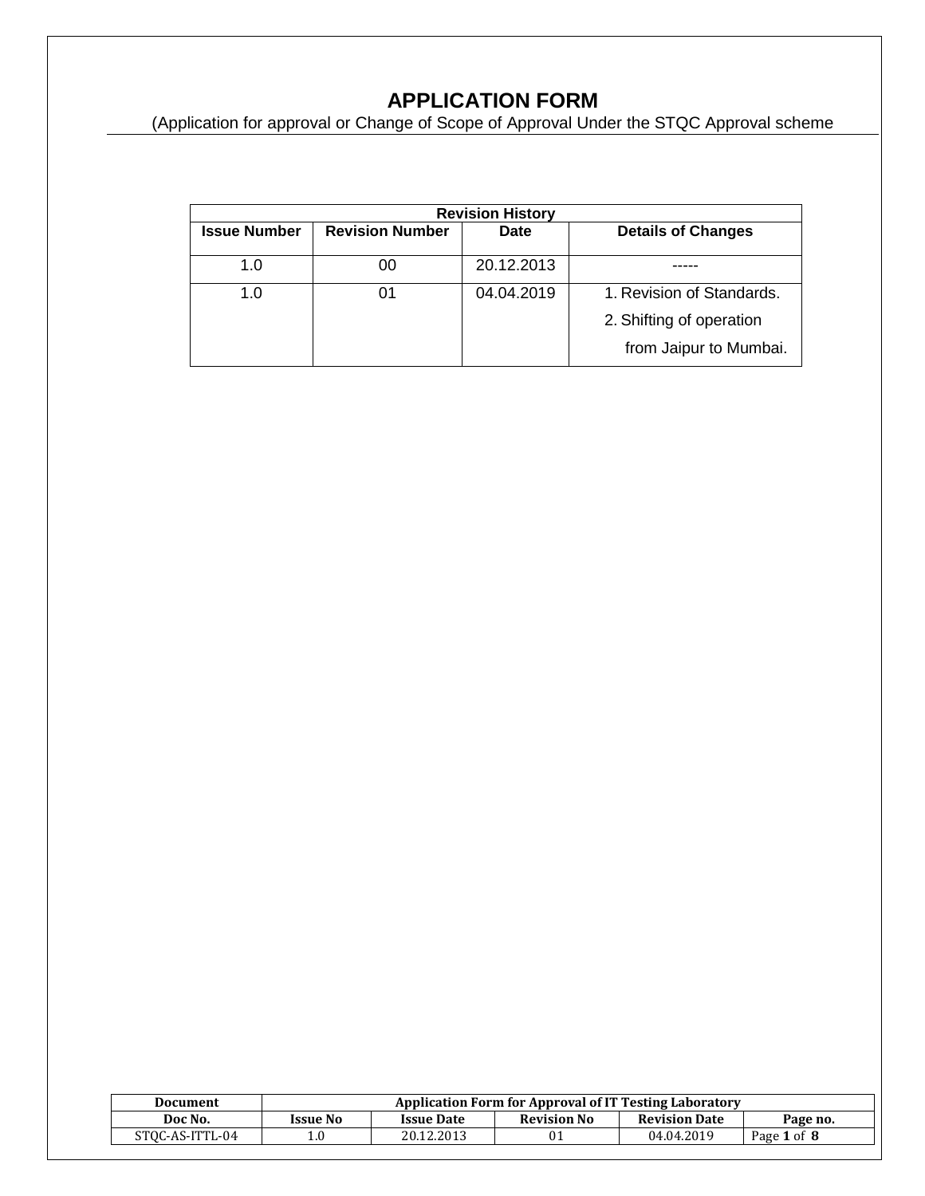# APPLICATION FORM

(Application for approval or Change of Scope of Approval Under the STQC Approval scheme

| Revision History | | | |
|---|---|---|---|
| **Issue Number** | **Revision Number** | **Date** | **Details of Changes** |
| 1.0 | 00 | 20.12.2013 | ----- |
| 1.0 | 01 | 04.04.2019 | 1. Revision of Standards.<br>2. Shifting of operation from Jaipur to Mumbai. |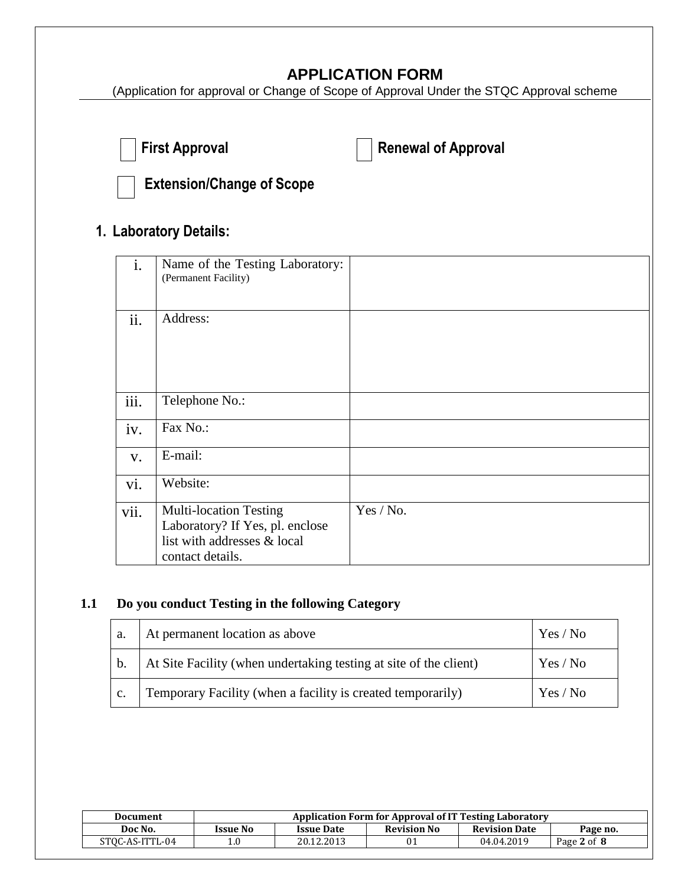# APPLICATION FORM

(Application for approval or Change of Scope of Approval Under the STQC Approval scheme

☐ **First Approval** ☐ **Renewal of Approval**

☐ **Extension/Change of Scope**

## 1. Laboratory Details:

| | | |
|---|---|---|
| i. | Name of the Testing Laboratory: (Permanent Facility) | |
| ii. | Address: | |
| iii. | Telephone No.: | |
| iv. | Fax No.: | |
| v. | E-mail: | |
| vi. | Website: | |
| vii. | Multi-location Testing Laboratory? If Yes, pl. enclose list with addresses & local contact details. | Yes / No. |

### 1.1 Do you conduct Testing in the following Category

| | | |
|---|---|---|
| a. | At permanent location as above | Yes / No |
| b. | At Site Facility (when undertaking testing at site of the client) | Yes / No |
| c. | Temporary Facility (when a facility is created temporarily) | Yes / No |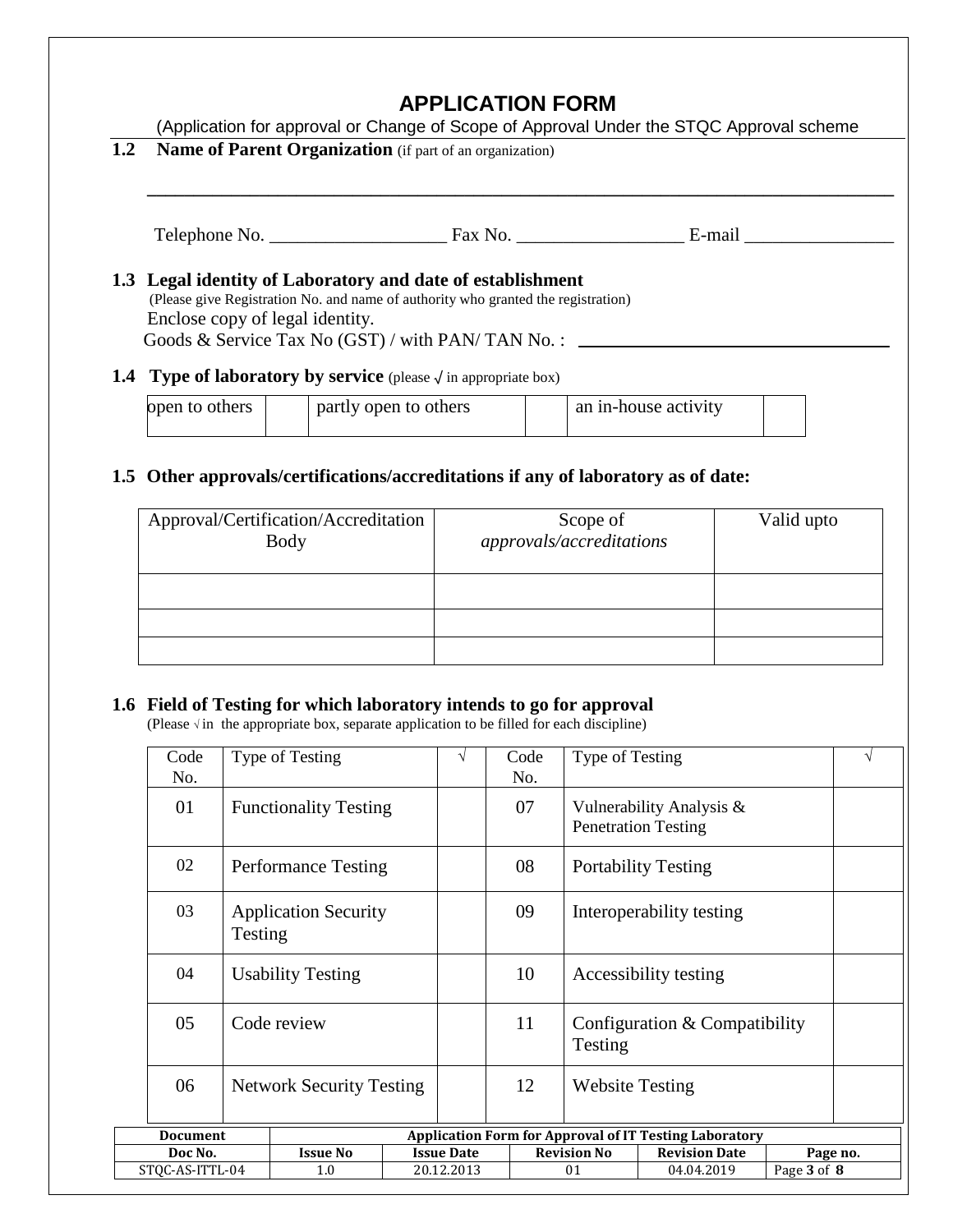# APPLICATION FORM

(Application for approval or Change of Scope of Approval Under the STQC Approval scheme

**1.2 Name of Parent Organization** (if part of an organization)

________________________________________________________________________________

Telephone No. ___________________ Fax No. __________________ E-mail ________________

**1.3 Legal identity of Laboratory and date of establishment**

(Please give Registration No. and name of authority who granted the registration)

Enclose copy of legal identity.

Goods & Service Tax No (GST) / with PAN/ TAN No. : ____________________________________

**1.4 Type of laboratory by service** (please √ in appropriate box)

| open to others | | partly open to others | | an in-house activity | |
|---|---|---|---|---|---|

**1.5 Other approvals/certifications/accreditations if any of laboratory as of date:**

| Approval/Certification/Accreditation Body | Scope of *approvals/accreditations* | Valid upto |
|---|---|---|
| | | |
| | | |
| | | |

**1.6 Field of Testing for which laboratory intends to go for approval**

(Please √ in the appropriate box, separate application to be filled for each discipline)

| Code No. | Type of Testing | √ | Code No. | Type of Testing | √ |
|---|---|---|---|---|---|
| 01 | Functionality Testing | | 07 | Vulnerability Analysis & Penetration Testing | |
| 02 | Performance Testing | | 08 | Portability Testing | |
| 03 | Application Security Testing | | 09 | Interoperability testing | |
| 04 | Usability Testing | | 10 | Accessibility testing | |
| 05 | Code review | | 11 | Configuration & Compatibility Testing | |
| 06 | Network Security Testing | | 12 | Website Testing | |

| Document | Application Form for Approval of IT Testing Laboratory | | | | |
|---|---|---|---|---|---|
| Doc No. | Issue No | Issue Date | Revision No | Revision Date | Page no. |
| STQC-AS-ITTL-04 | 1.0 | 20.12.2013 | 01 | 04.04.2019 | Page 3 of 8 |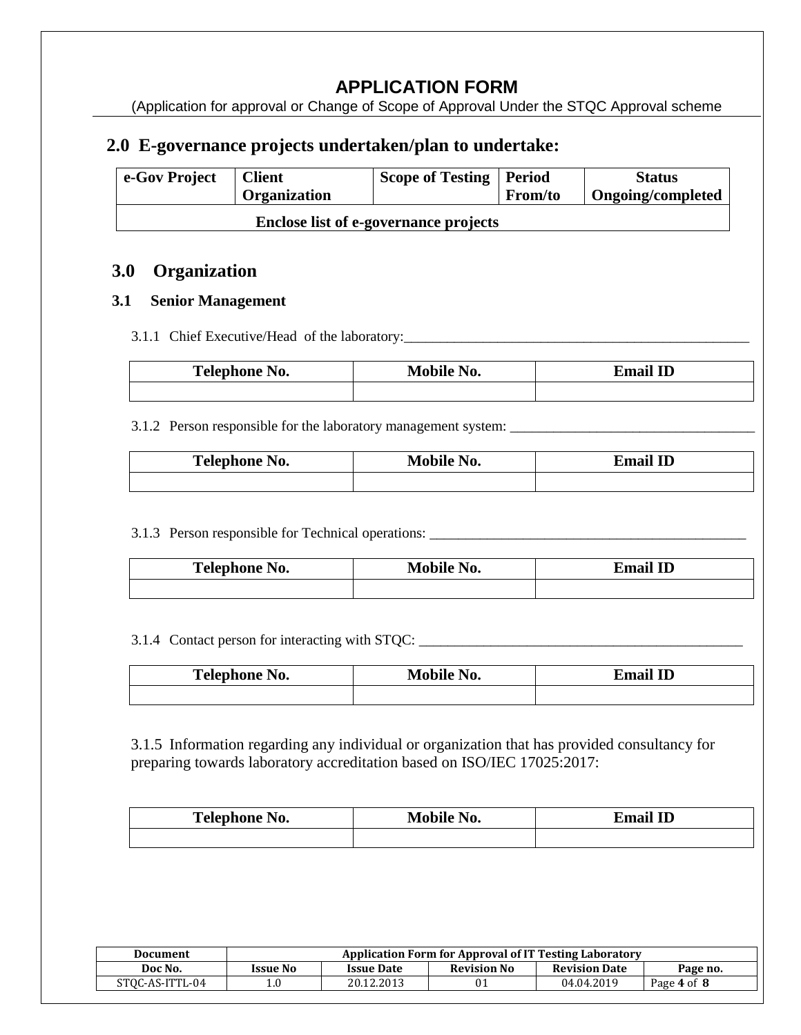# APPLICATION FORM

(Application for approval or Change of Scope of Approval Under the STQC Approval scheme

## 2.0 E-governance projects undertaken/plan to undertake:

| e-Gov Project | Client Organization | Scope of Testing | Period From/to | Status Ongoing/completed |
|---|---|---|---|---|
| Enclose list of e-governance projects | | | | |

## 3.0 Organization

### 3.1 Senior Management

3.1.1 Chief Executive/Head of the laboratory:___________________________________________________

| Telephone No. | Mobile No. | Email ID |
|---|---|---|
| | | |

3.1.2 Person responsible for the laboratory management system: ___________________________________

| Telephone No. | Mobile No. | Email ID |
|---|---|---|
| | | |

3.1.3 Person responsible for Technical operations: ______________________________________________

| Telephone No. | Mobile No. | Email ID |
|---|---|---|
| | | |

3.1.4 Contact person for interacting with STQC: _______________________________________________

| Telephone No. | Mobile No. | Email ID |
|---|---|---|
| | | |

3.1.5 Information regarding any individual or organization that has provided consultancy for preparing towards laboratory accreditation based on ISO/IEC 17025:2017:

| Telephone No. | Mobile No. | Email ID |
|---|---|---|
| | | |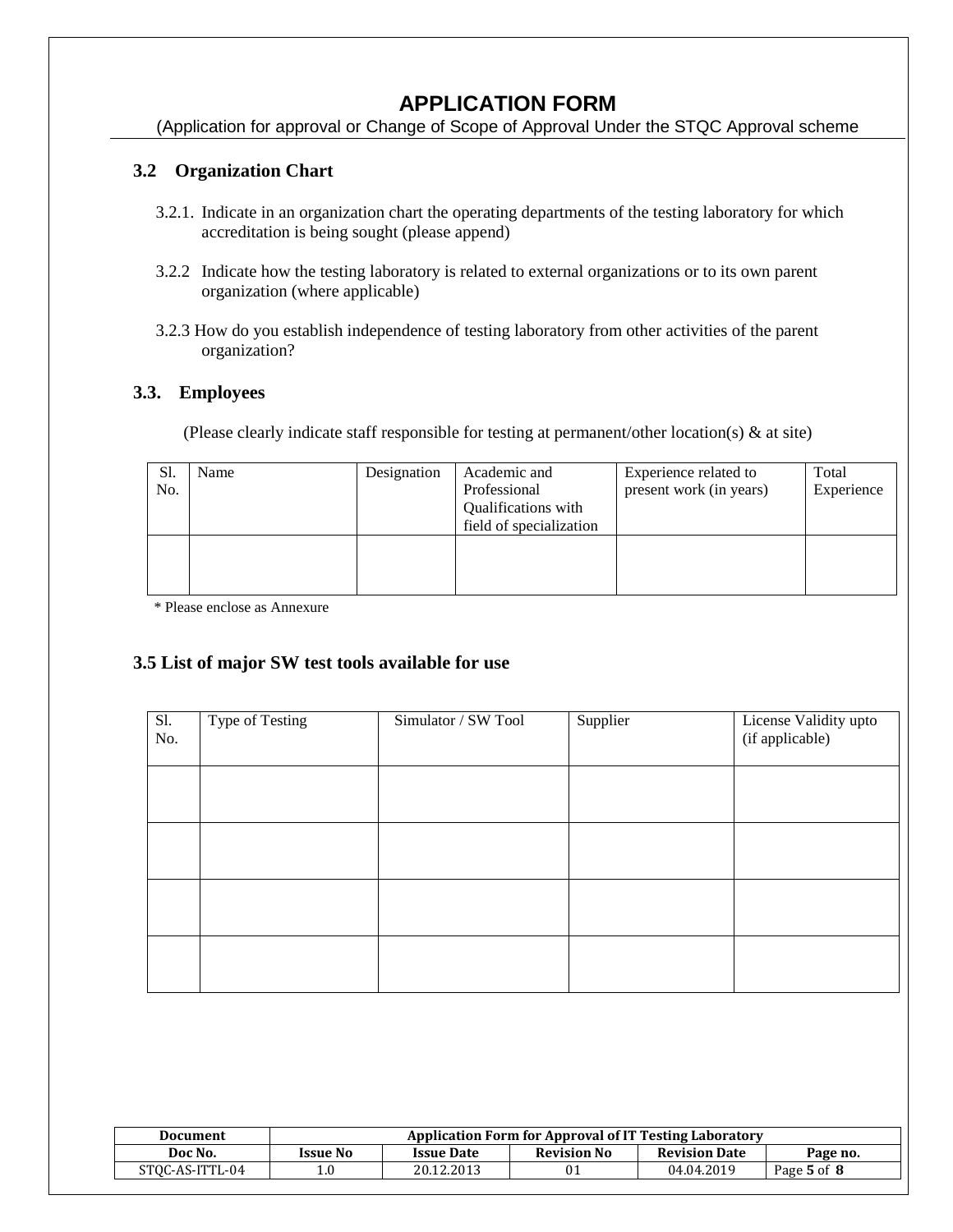# APPLICATION FORM

(Application for approval or Change of Scope of Approval Under the STQC Approval scheme

### 3.2 Organization Chart

3.2.1. Indicate in an organization chart the operating departments of the testing laboratory for which accreditation is being sought (please append)

3.2.2 Indicate how the testing laboratory is related to external organizations or to its own parent organization (where applicable)

3.2.3 How do you establish independence of testing laboratory from other activities of the parent organization?

### 3.3. Employees

(Please clearly indicate staff responsible for testing at permanent/other location(s) & at site)

| Sl. No. | Name | Designation | Academic and Professional Qualifications with field of specialization | Experience related to present work (in years) | Total Experience |
|---|---|---|---|---|---|
| | | | | | |

* Please enclose as Annexure

### 3.5 List of major SW test tools available for use

| Sl. No. | Type of Testing | Simulator / SW Tool | Supplier | License Validity upto (if applicable) |
|---|---|---|---|---|
| | | | | |
| | | | | |
| | | | | |
| | | | | |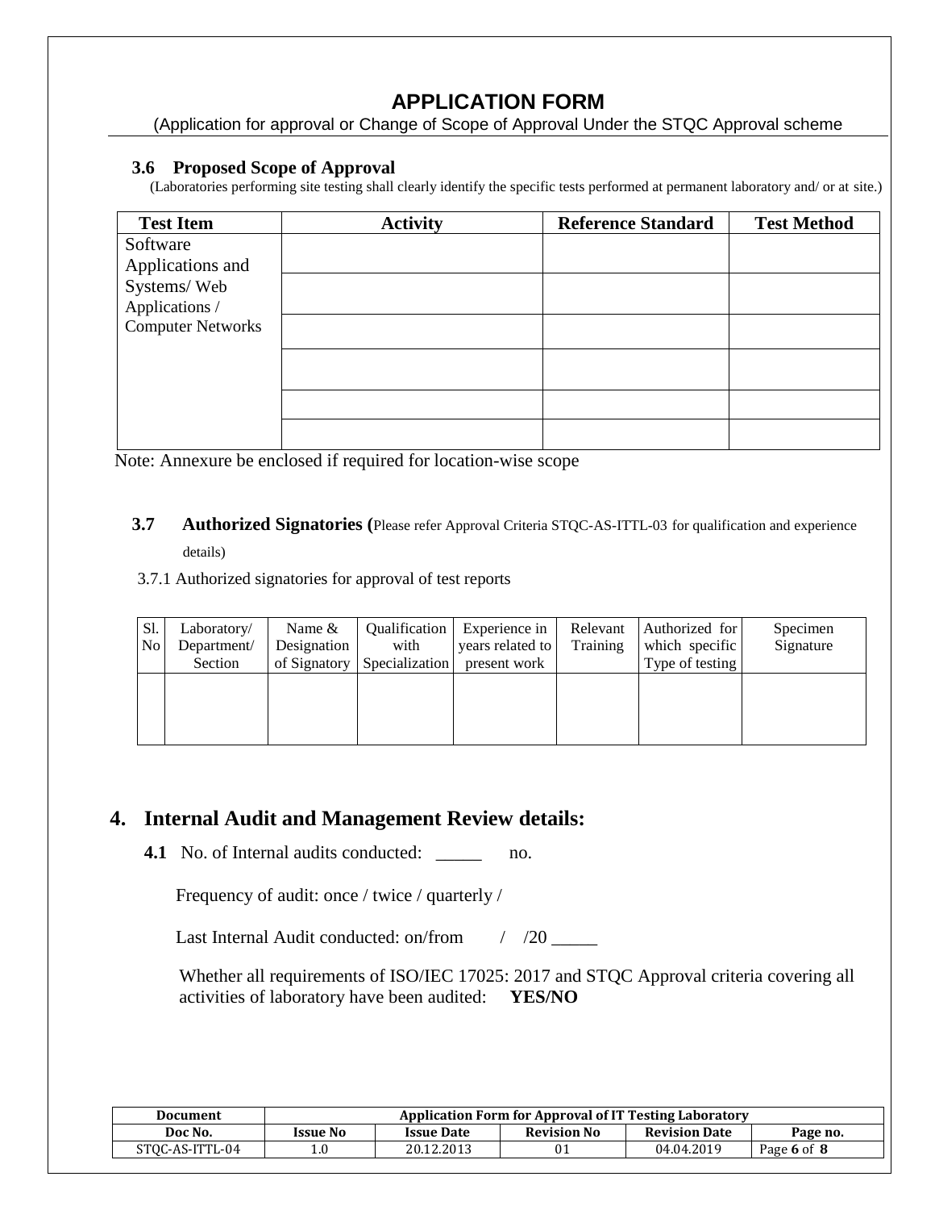# APPLICATION FORM

(Application for approval or Change of Scope of Approval Under the STQC Approval scheme

### 3.6 Proposed Scope of Approval

(Laboratories performing site testing shall clearly identify the specific tests performed at permanent laboratory and/ or at site.)

| Test Item | Activity | Reference Standard | Test Method |
|---|---|---|---|
| Software Applications and Systems/ Web Applications / Computer Networks | | | |
| | | | |
| | | | |
| | | | |
| | | | |
| | | | |

Note: Annexure be enclosed if required for location-wise scope

### 3.7 Authorized Signatories (Please refer Approval Criteria STQC-AS-ITTL-03 for qualification and experience details)

3.7.1 Authorized signatories for approval of test reports

| Sl. No | Laboratory/ Department/ Section | Name & Designation of Signatory | Qualification with Specialization | Experience in years related to present work | Relevant Training | Authorized for which specific Type of testing | Specimen Signature |
|---|---|---|---|---|---|---|---|
| | | | | | | | |

## 4. Internal Audit and Management Review details:

**4.1** No. of Internal audits conducted: _____ no.

Frequency of audit: once / twice / quarterly /

Last Internal Audit conducted: on/from / /20 _____

Whether all requirements of ISO/IEC 17025: 2017 and STQC Approval criteria covering all activities of laboratory have been audited: **YES/NO**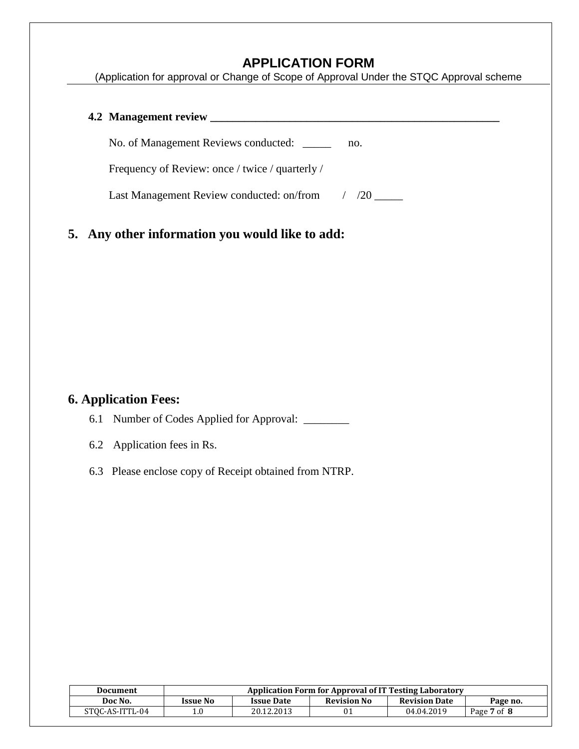**4.2 Management review** ______________________________________________________

No. of Management Reviews conducted: _____ no.

Frequency of Review: once / twice / quarterly /

Last Management Review conducted: on/from / /20 _____

## 5. Any other information you would like to add:

## 6. Application Fees:

6.1 Number of Codes Applied for Approval: ________

6.2 Application fees in Rs.

6.3 Please enclose copy of Receipt obtained from NTRP.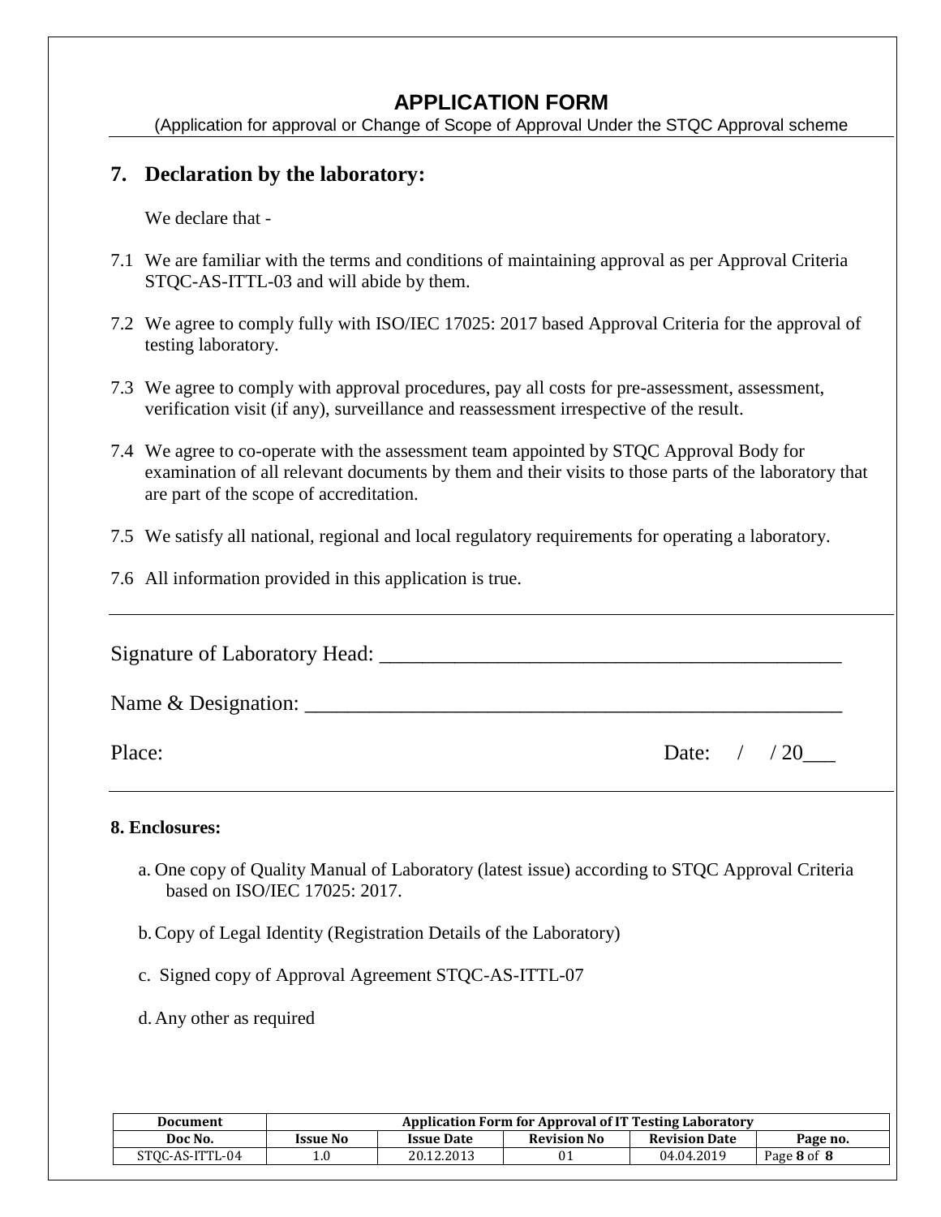# APPLICATION FORM

(Application for approval or Change of Scope of Approval Under the STQC Approval scheme

## 7. Declaration by the laboratory:

We declare that -

7.1 We are familiar with the terms and conditions of maintaining approval as per Approval Criteria STQC-AS-ITTL-03 and will abide by them.

7.2 We agree to comply fully with ISO/IEC 17025: 2017 based Approval Criteria for the approval of testing laboratory.

7.3 We agree to comply with approval procedures, pay all costs for pre-assessment, assessment, verification visit (if any), surveillance and reassessment irrespective of the result.

7.4 We agree to co-operate with the assessment team appointed by STQC Approval Body for examination of all relevant documents by them and their visits to those parts of the laboratory that are part of the scope of accreditation.

7.5 We satisfy all national, regional and local regulatory requirements for operating a laboratory.

7.6 All information provided in this application is true.

---

Signature of Laboratory Head: _____________________________________________

Name & Designation: ____________________________________________________

Place: Date: / / 20___

---

**8. Enclosures:**

a. One copy of Quality Manual of Laboratory (latest issue) according to STQC Approval Criteria based on ISO/IEC 17025: 2017.

b. Copy of Legal Identity (Registration Details of the Laboratory)

c. Signed copy of Approval Agreement STQC-AS-ITTL-07

d. Any other as required